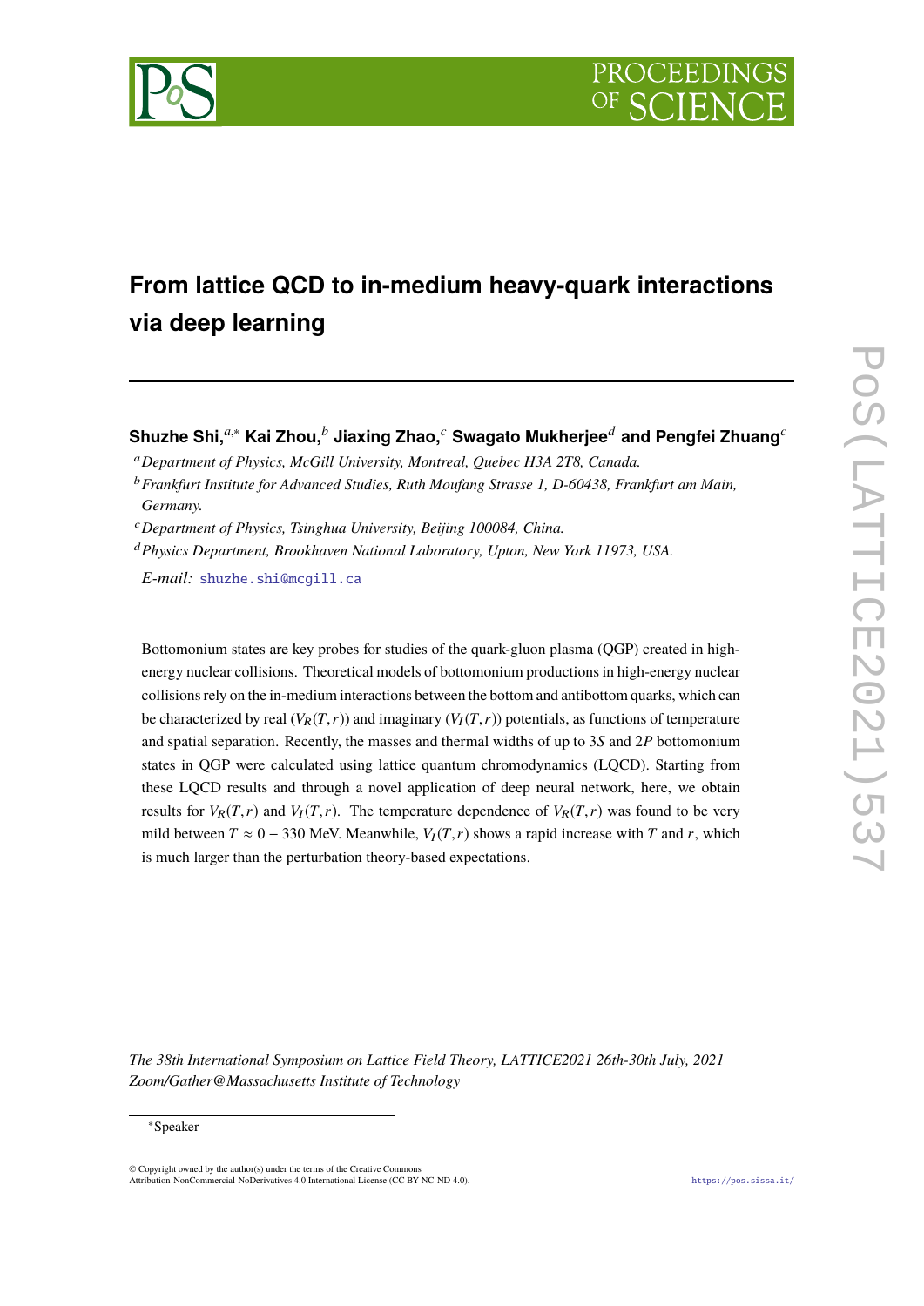# From lattice QCD to in-medium heavy-quark interactions via deep learning

**Shuzhe Shi,**[a,*] **Kai Zhou,**[b] **Jiaxing Zhao,**[c] **Swagato Mukherjee**[d] **and Pengfei Zhuang**[c]

[a] *Department of Physics, McGill University, Montreal, Quebec H3A 2T8, Canada.*

[b] *Frankfurt Institute for Advanced Studies, Ruth Moufang Strasse 1, D-60438, Frankfurt am Main, Germany.*

[c] *Department of Physics, Tsinghua University, Beijing 100084, China.*

[d] *Physics Department, Brookhaven National Laboratory, Upton, New York 11973, USA.*

*E-mail:* shuzhe.shi@mcgill.ca

Bottomonium states are key probes for studies of the quark-gluon plasma (QGP) created in high-energy nuclear collisions. Theoretical models of bottomonium productions in high-energy nuclear collisions rely on the in-medium interactions between the bottom and antibottom quarks, which can be characterized by real ($V_R(T,r)$) and imaginary ($V_I(T,r)$) potentials, as functions of temperature and spatial separation. Recently, the masses and thermal widths of up to $3S$ and $2P$ bottomonium states in QGP were calculated using lattice quantum chromodynamics (LQCD). Starting from these LQCD results and through a novel application of deep neural network, here, we obtain results for $V_R(T,r)$ and $V_I(T,r)$. The temperature dependence of $V_R(T,r)$ was found to be very mild between $T \approx 0 - 330$ MeV. Meanwhile, $V_I(T,r)$ shows a rapid increase with $T$ and $r$, which is much larger than the perturbation theory-based expectations.

*The 38th International Symposium on Lattice Field Theory, LATTICE2021 26th-30th July, 2021 Zoom/Gather@Massachusetts Institute of Technology*

*Speaker

© Copyright owned by the author(s) under the terms of the Creative Commons Attribution-NonCommercial-NoDerivatives 4.0 International License (CC BY-NC-ND 4.0). https://pos.sissa.it/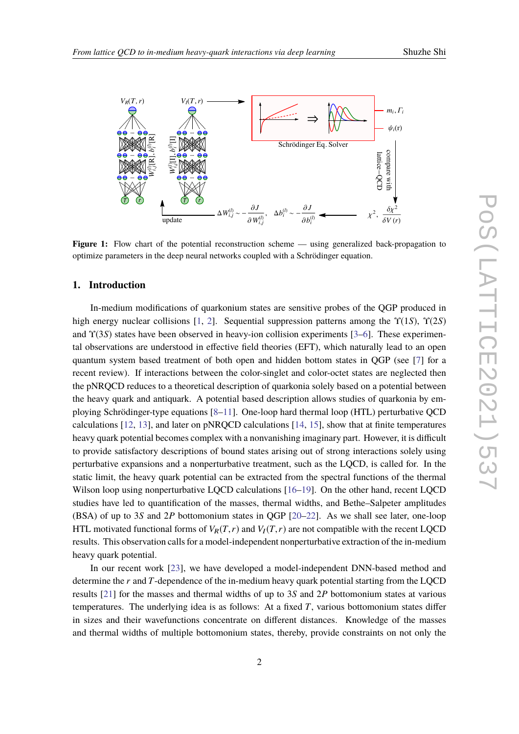**Figure 1:** Flow chart of the potential reconstruction scheme — using generalized back-propagation to optimize parameters in the deep neural networks coupled with a Schrödinger equation.

## 1. Introduction

In-medium modifications of quarkonium states are sensitive probes of the QGP produced in high energy nuclear collisions [1, 2]. Sequential suppression patterns among the $\Upsilon(1S)$, $\Upsilon(2S)$ and $\Upsilon(3S)$ states have been observed in heavy-ion collision experiments [3–6]. These experimental observations are understood in effective field theories (EFT), which naturally lead to an open quantum system based treatment of both open and hidden bottom states in QGP (see [7] for a recent review). If interactions between the color-singlet and color-octet states are neglected then the pNRQCD reduces to a theoretical description of quarkonia solely based on a potential between the heavy quark and antiquark. A potential based description allows studies of quarkonia by employing Schrödinger-type equations [8–11]. One-loop hard thermal loop (HTL) perturbative QCD calculations [12, 13], and later on pNRQCD calculations [14, 15], show that at finite temperatures heavy quark potential becomes complex with a nonvanishing imaginary part. However, it is difficult to provide satisfactory descriptions of bound states arising out of strong interactions solely using perturbative expansions and a nonperturbative treatment, such as the LQCD, is called for. In the static limit, the heavy quark potential can be extracted from the spectral functions of the thermal Wilson loop using nonperturbative LQCD calculations [16–19]. On the other hand, recent LQCD studies have led to quantification of the masses, thermal widths, and Bethe–Salpeter amplitudes (BSA) of up to $3S$ and $2P$ bottomonium states in QGP [20–22]. As we shall see later, one-loop HTL motivated functional forms of $V_R(T,r)$ and $V_I(T,r)$ are not compatible with the recent LQCD results. This observation calls for a model-independent nonperturbative extraction of the in-medium heavy quark potential.

In our recent work [23], we have developed a model-independent DNN-based method and determine the $r$ and $T$-dependence of the in-medium heavy quark potential starting from the LQCD results [21] for the masses and thermal widths of up to $3S$ and $2P$ bottomonium states at various temperatures. The underlying idea is as follows: At a fixed $T$, various bottomonium states differ in sizes and their wavefunctions concentrate on different distances. Knowledge of the masses and thermal widths of multiple bottomonium states, thereby, provide constraints on not only the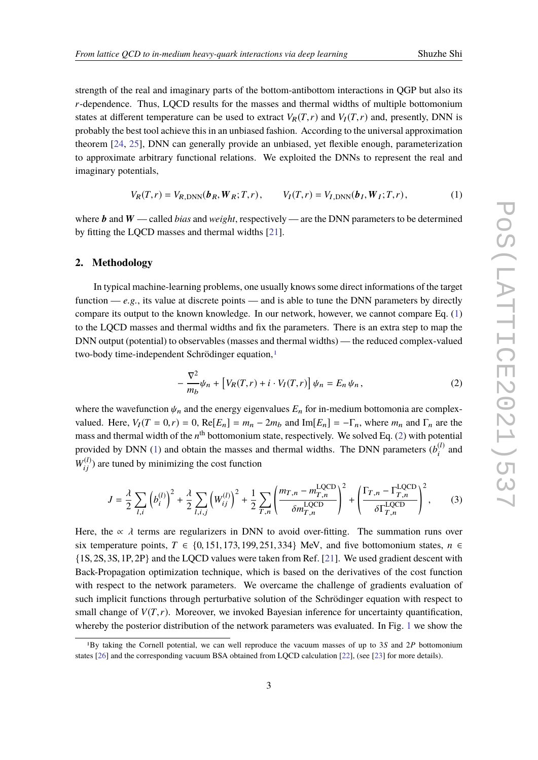strength of the real and imaginary parts of the bottom-antibottom interactions in QGP but also its $r$-dependence. Thus, LQCD results for the masses and thermal widths of multiple bottomonium states at different temperature can be used to extract $V_R(T,r)$ and $V_I(T,r)$ and, presently, DNN is probably the best tool achieve this in an unbiased fashion. According to the universal approximation theorem [24, 25], DNN can generally provide an unbiased, yet flexible enough, parameterization to approximate arbitrary functional relations. We exploited the DNNs to represent the real and imaginary potentials,

$$V_R(T,r) = V_{R,\mathrm{DNN}}(\boldsymbol{b}_R, \boldsymbol{W}_R; T, r), \qquad V_I(T,r) = V_{I,\mathrm{DNN}}(\boldsymbol{b}_I, \boldsymbol{W}_I; T, r), \tag{1}$$

where $\boldsymbol{b}$ and $\boldsymbol{W}$ — called *bias* and *weight*, respectively — are the DNN parameters to be determined by fitting the LQCD masses and thermal widths [21].

## 2. Methodology

In typical machine-learning problems, one usually knows some direct informations of the target function — *e.g.*, its value at discrete points — and is able to tune the DNN parameters by directly compare its output to the known knowledge. In our network, however, we cannot compare Eq. (1) to the LQCD masses and thermal widths and fix the parameters. There is an extra step to map the DNN output (potential) to observables (masses and thermal widths) — the reduced complex-valued two-body time-independent Schrödinger equation,[1]

$$-\frac{\nabla^2}{m_b}\psi_n + \left[V_R(T,r) + i \cdot V_I(T,r)\right]\psi_n = E_n\,\psi_n\,, \tag{2}$$

where the wavefunction $\psi_n$ and the energy eigenvalues $E_n$ for in-medium bottomonia are complex-valued. Here, $V_I(T=0,r) = 0$, $\mathrm{Re}[E_n] = m_n - 2m_b$ and $\mathrm{Im}[E_n] = -\Gamma_n$, where $m_n$ and $\Gamma_n$ are the mass and thermal width of the $n^{\mathrm{th}}$ bottomonium state, respectively. We solved Eq. (2) with potential provided by DNN (1) and obtain the masses and thermal widths. The DNN parameters ($b_i^{(l)}$ and $W_{ij}^{(l)}$) are tuned by minimizing the cost function

$$J = \frac{\lambda}{2}\sum_{l,i}\left(b_i^{(l)}\right)^2 + \frac{\lambda}{2}\sum_{l,i,j}\left(W_{ij}^{(l)}\right)^2 + \frac{1}{2}\sum_{T,n}\left(\frac{m_{T,n} - m_{T,n}^{\mathrm{LQCD}}}{\delta m_{T,n}^{\mathrm{LQCD}}}\right)^2 + \left(\frac{\Gamma_{T,n} - \Gamma_{T,n}^{\mathrm{LQCD}}}{\delta\Gamma_{T,n}^{\mathrm{LQCD}}}\right)^2, \tag{3}$$

Here, the $\propto \lambda$ terms are regularizers in DNN to avoid over-fitting. The summation runs over six temperature points, $T \in \{0, 151, 173, 199, 251, 334\}$ MeV, and five bottomonium states, $n \in \{1\mathrm{S}, 2\mathrm{S}, 3\mathrm{S}, 1\mathrm{P}, 2\mathrm{P}\}$ and the LQCD values were taken from Ref. [21]. We used gradient descent with Back-Propagation optimization technique, which is based on the derivatives of the cost function with respect to the network parameters. We overcame the challenge of gradients evaluation of such implicit functions through perturbative solution of the Schrödinger equation with respect to small change of $V(T,r)$. Moreover, we invoked Bayesian inference for uncertainty quantification, whereby the posterior distribution of the network parameters was evaluated. In Fig. 1 we show the

[1] By taking the Cornell potential, we can well reproduce the vacuum masses of up to $3S$ and $2P$ bottomonium states [26] and the corresponding vacuum BSA obtained from LQCD calculation [22], (see [23] for more details).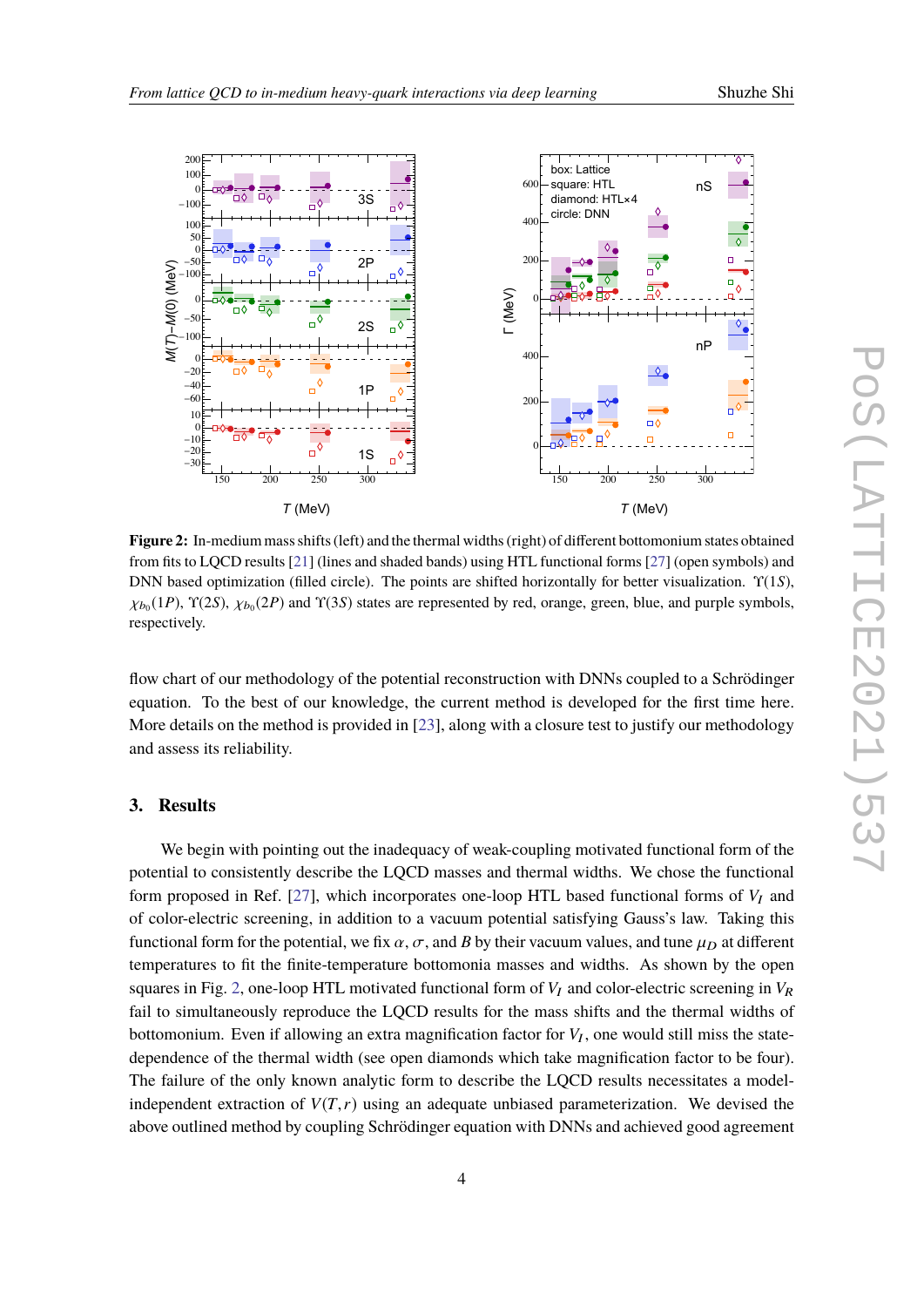**Figure 2:** In-medium mass shifts (left) and the thermal widths (right) of different bottomonium states obtained from fits to LQCD results [21] (lines and shaded bands) using HTL functional forms [27] (open symbols) and DNN based optimization (filled circle). The points are shifted horizontally for better visualization. $\Upsilon(1S)$, $\chi_{b_0}(1P)$, $\Upsilon(2S)$, $\chi_{b_0}(2P)$ and $\Upsilon(3S)$ states are represented by red, orange, green, blue, and purple symbols, respectively.

flow chart of our methodology of the potential reconstruction with DNNs coupled to a Schrödinger equation. To the best of our knowledge, the current method is developed for the first time here. More details on the method is provided in [23], along with a closure test to justify our methodology and assess its reliability.

## 3. Results

We begin with pointing out the inadequacy of weak-coupling motivated functional form of the potential to consistently describe the LQCD masses and thermal widths. We chose the functional form proposed in Ref. [27], which incorporates one-loop HTL based functional forms of $V_I$ and of color-electric screening, in addition to a vacuum potential satisfying Gauss's law. Taking this functional form for the potential, we fix $\alpha$, $\sigma$, and $B$ by their vacuum values, and tune $\mu_D$ at different temperatures to fit the finite-temperature bottomonia masses and widths. As shown by the open squares in Fig. 2, one-loop HTL motivated functional form of $V_I$ and color-electric screening in $V_R$ fail to simultaneously reproduce the LQCD results for the mass shifts and the thermal widths of bottomonium. Even if allowing an extra magnification factor for $V_I$, one would still miss the state-dependence of the thermal width (see open diamonds which take magnification factor to be four). The failure of the only known analytic form to describe the LQCD results necessitates a model-independent extraction of $V(T,r)$ using an adequate unbiased parameterization. We devised the above outlined method by coupling Schrödinger equation with DNNs and achieved good agreement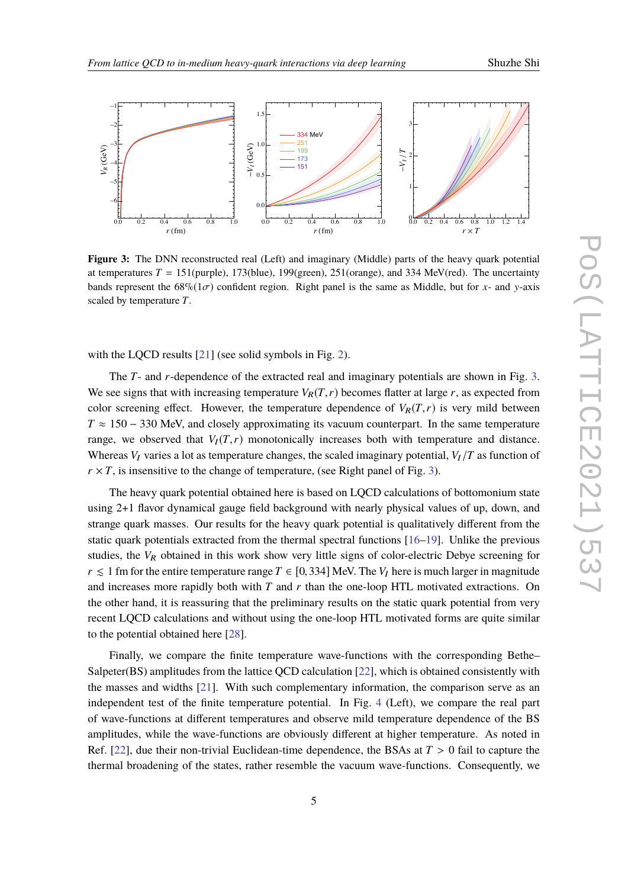**Figure 3:** The DNN reconstructed real (Left) and imaginary (Middle) parts of the heavy quark potential at temperatures $T$ = 151(purple), 173(blue), 199(green), 251(orange), and 334 MeV(red). The uncertainty bands represent the 68%(1$\sigma$) confident region. Right panel is the same as Middle, but for $x$- and $y$-axis scaled by temperature $T$.

with the LQCD results [21] (see solid symbols in Fig. 2).

The $T$- and $r$-dependence of the extracted real and imaginary potentials are shown in Fig. 3. We see signs that with increasing temperature $V_R(T,r)$ becomes flatter at large $r$, as expected from color screening effect. However, the temperature dependence of $V_R(T,r)$ is very mild between $T \approx 150 - 330$ MeV, and closely approximating its vacuum counterpart. In the same temperature range, we observed that $V_I(T,r)$ monotonically increases both with temperature and distance. Whereas $V_I$ varies a lot as temperature changes, the scaled imaginary potential, $V_I/T$ as function of $r \times T$, is insensitive to the change of temperature, (see Right panel of Fig. 3).

The heavy quark potential obtained here is based on LQCD calculations of bottomonium state using 2+1 flavor dynamical gauge field background with nearly physical values of up, down, and strange quark masses. Our results for the heavy quark potential is qualitatively different from the static quark potentials extracted from the thermal spectral functions [16–19]. Unlike the previous studies, the $V_R$ obtained in this work show very little signs of color-electric Debye screening for $r \lesssim 1$ fm for the entire temperature range $T \in [0, 334]$ MeV. The $V_I$ here is much larger in magnitude and increases more rapidly both with $T$ and $r$ than the one-loop HTL motivated extractions. On the other hand, it is reassuring that the preliminary results on the static quark potential from very recent LQCD calculations and without using the one-loop HTL motivated forms are quite similar to the potential obtained here [28].

Finally, we compare the finite temperature wave-functions with the corresponding Bethe–Salpeter(BS) amplitudes from the lattice QCD calculation [22], which is obtained consistently with the masses and widths [21]. With such complementary information, the comparison serve as an independent test of the finite temperature potential. In Fig. 4 (Left), we compare the real part of wave-functions at different temperatures and observe mild temperature dependence of the BS amplitudes, while the wave-functions are obviously different at higher temperature. As noted in Ref. [22], due their non-trivial Euclidean-time dependence, the BSAs at $T > 0$ fail to capture the thermal broadening of the states, rather resemble the vacuum wave-functions. Consequently, we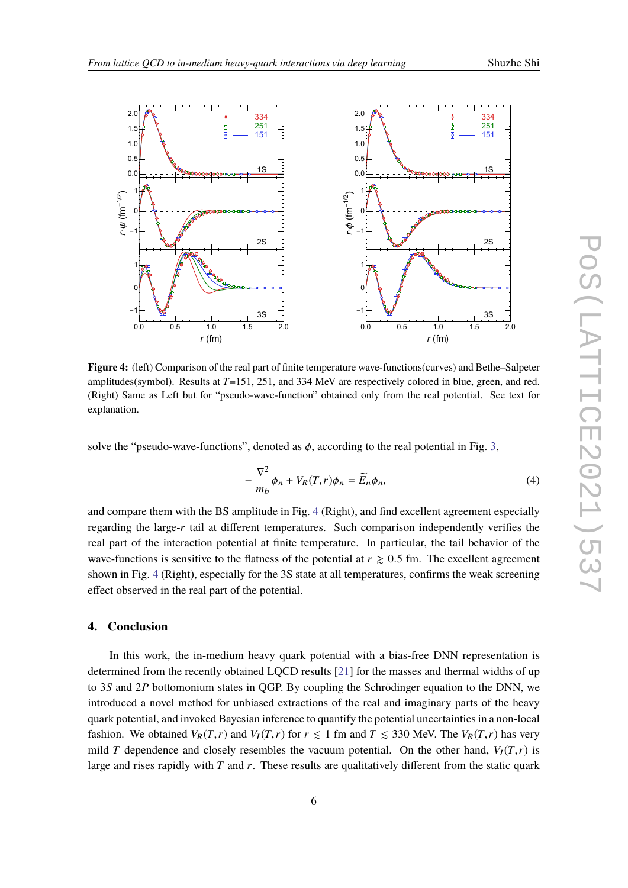**Figure 4:** (left) Comparison of the real part of finite temperature wave-functions(curves) and Bethe–Salpeter amplitudes(symbol). Results at $T$=151, 251, and 334 MeV are respectively colored in blue, green, and red. (Right) Same as Left but for "pseudo-wave-function" obtained only from the real potential. See text for explanation.

solve the "pseudo-wave-functions", denoted as $\phi$, according to the real potential in Fig. 3,

$$-\frac{\nabla^2}{m_b}\phi_n + V_R(T,r)\phi_n = \widetilde{E}_n\phi_n, \tag{4}$$

and compare them with the BS amplitude in Fig. 4 (Right), and find excellent agreement especially regarding the large-$r$ tail at different temperatures. Such comparison independently verifies the real part of the interaction potential at finite temperature. In particular, the tail behavior of the wave-functions is sensitive to the flatness of the potential at $r \gtrsim 0.5$ fm. The excellent agreement shown in Fig. 4 (Right), especially for the 3S state at all temperatures, confirms the weak screening effect observed in the real part of the potential.

## 4. Conclusion

In this work, the in-medium heavy quark potential with a bias-free DNN representation is determined from the recently obtained LQCD results [21] for the masses and thermal widths of up to $3S$ and $2P$ bottomonium states in QGP. By coupling the Schrödinger equation to the DNN, we introduced a novel method for unbiased extractions of the real and imaginary parts of the heavy quark potential, and invoked Bayesian inference to quantify the potential uncertainties in a non-local fashion. We obtained $V_R(T,r)$ and $V_I(T,r)$ for $r \lesssim 1$ fm and $T \lesssim 330$ MeV. The $V_R(T,r)$ has very mild $T$ dependence and closely resembles the vacuum potential. On the other hand, $V_I(T,r)$ is large and rises rapidly with $T$ and $r$. These results are qualitatively different from the static quark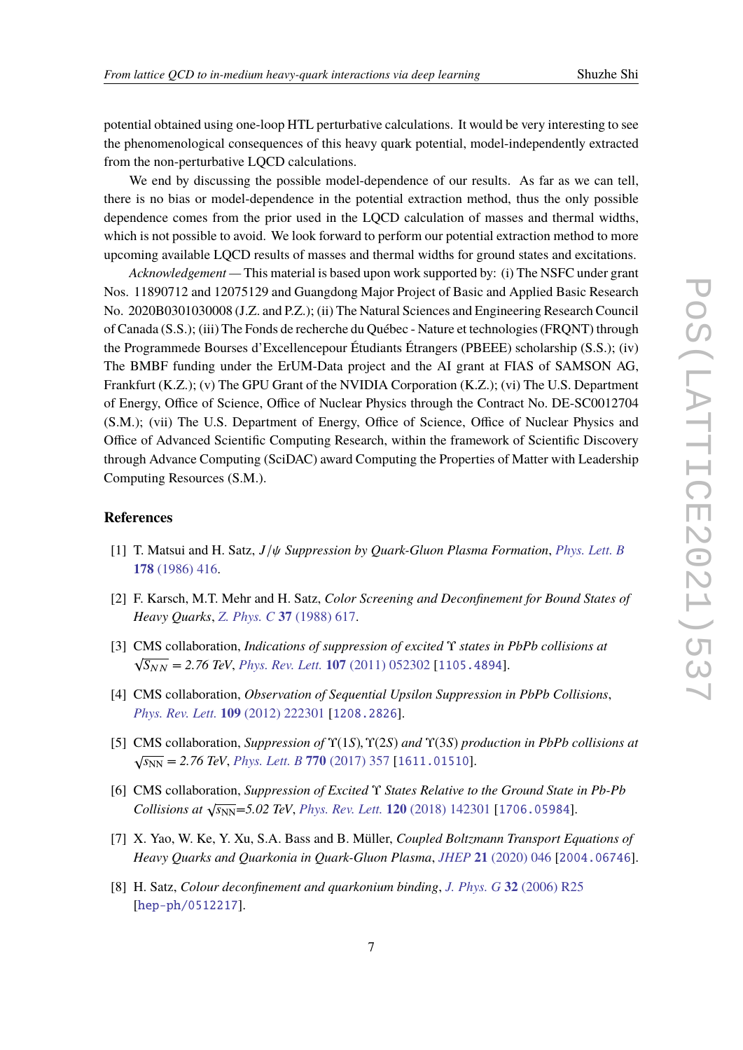potential obtained using one-loop HTL perturbative calculations. It would be very interesting to see the phenomenological consequences of this heavy quark potential, model-independently extracted from the non-perturbative LQCD calculations.

We end by discussing the possible model-dependence of our results. As far as we can tell, there is no bias or model-dependence in the potential extraction method, thus the only possible dependence comes from the prior used in the LQCD calculation of masses and thermal widths, which is not possible to avoid. We look forward to perform our potential extraction method to more upcoming available LQCD results of masses and thermal widths for ground states and excitations.

*Acknowledgement* — This material is based upon work supported by: (i) The NSFC under grant Nos. 11890712 and 12075129 and Guangdong Major Project of Basic and Applied Basic Research No. 2020B0301030008 (J.Z. and P.Z.); (ii) The Natural Sciences and Engineering Research Council of Canada (S.S.); (iii) The Fonds de recherche du Québec - Nature et technologies (FRQNT) through the Programmede Bourses d'Excellencepour Étudiants Étrangers (PBEEE) scholarship (S.S.); (iv) The BMBF funding under the ErUM-Data project and the AI grant at FIAS of SAMSON AG, Frankfurt (K.Z.); (v) The GPU Grant of the NVIDIA Corporation (K.Z.); (vi) The U.S. Department of Energy, Office of Science, Office of Nuclear Physics through the Contract No. DE-SC0012704 (S.M.); (vii) The U.S. Department of Energy, Office of Science, Office of Nuclear Physics and Office of Advanced Scientific Computing Research, within the framework of Scientific Discovery through Advance Computing (SciDAC) award Computing the Properties of Matter with Leadership Computing Resources (S.M.).

## References

[1] T. Matsui and H. Satz, *$J/\psi$ Suppression by Quark-Gluon Plasma Formation*, *Phys. Lett. B* **178** (1986) 416.

[2] F. Karsch, M.T. Mehr and H. Satz, *Color Screening and Deconfinement for Bound States of Heavy Quarks*, *Z. Phys. C* **37** (1988) 617.

[3] CMS collaboration, *Indications of suppression of excited $\Upsilon$ states in PbPb collisions at $\sqrt{S_{NN}} = 2.76$ TeV*, *Phys. Rev. Lett.* **107** (2011) 052302 [1105.4894].

[4] CMS collaboration, *Observation of Sequential Upsilon Suppression in PbPb Collisions*, *Phys. Rev. Lett.* **109** (2012) 222301 [1208.2826].

[5] CMS collaboration, *Suppression of $\Upsilon(1S), \Upsilon(2S)$ and $\Upsilon(3S)$ production in PbPb collisions at $\sqrt{s_{\rm NN}} = 2.76$ TeV*, *Phys. Lett. B* **770** (2017) 357 [1611.01510].

[6] CMS collaboration, *Suppression of Excited $\Upsilon$ States Relative to the Ground State in Pb-Pb Collisions at $\sqrt{s_{\rm NN}}$=5.02 TeV*, *Phys. Rev. Lett.* **120** (2018) 142301 [1706.05984].

[7] X. Yao, W. Ke, Y. Xu, S.A. Bass and B. Müller, *Coupled Boltzmann Transport Equations of Heavy Quarks and Quarkonia in Quark-Gluon Plasma*, *JHEP* **21** (2020) 046 [2004.06746].

[8] H. Satz, *Colour deconfinement and quarkonium binding*, *J. Phys. G* **32** (2006) R25 [hep-ph/0512217].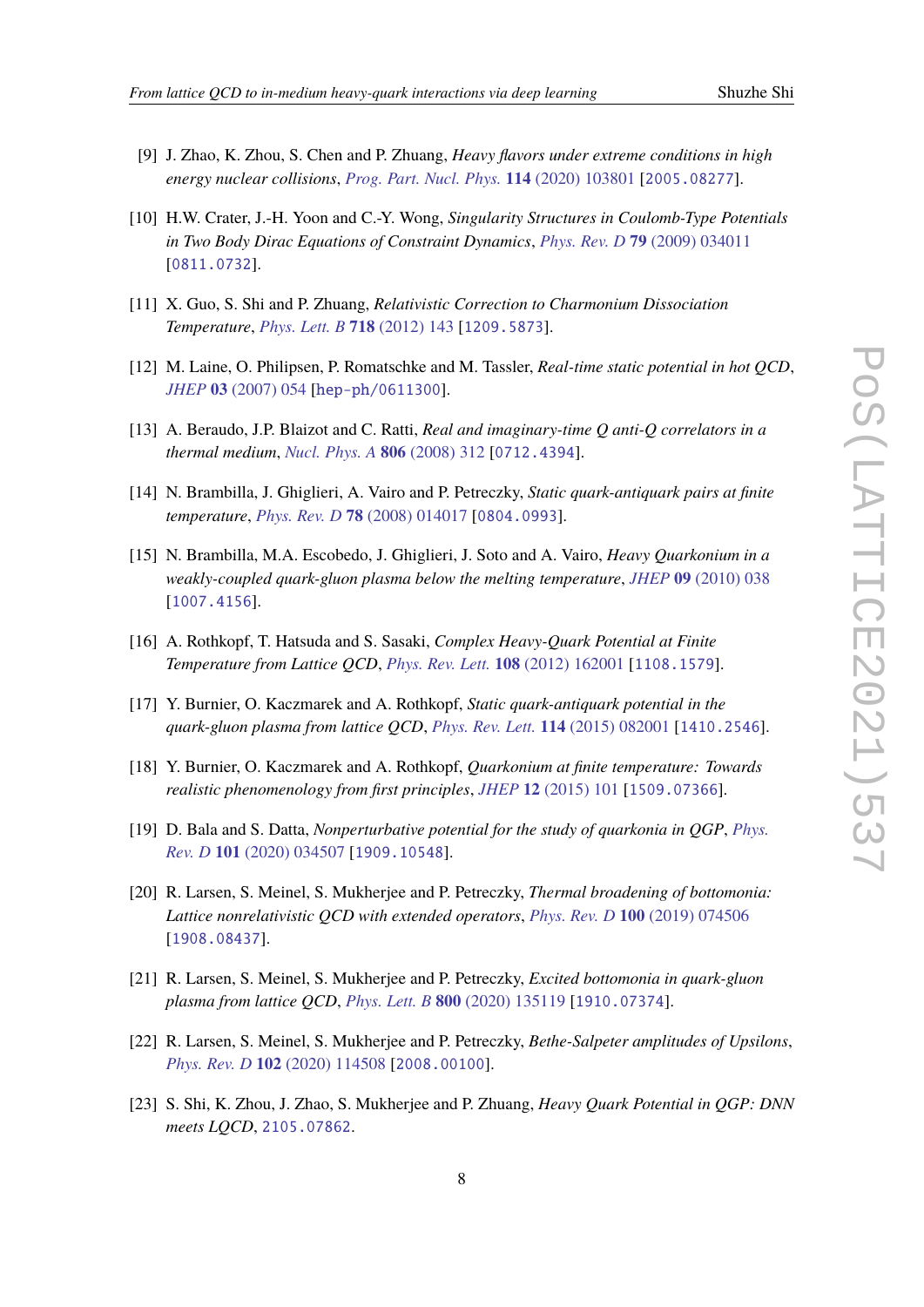[9] J. Zhao, K. Zhou, S. Chen and P. Zhuang, *Heavy flavors under extreme conditions in high energy nuclear collisions*, *Prog. Part. Nucl. Phys.* **114** (2020) 103801 [2005.08277].

[10] H.W. Crater, J.-H. Yoon and C.-Y. Wong, *Singularity Structures in Coulomb-Type Potentials in Two Body Dirac Equations of Constraint Dynamics*, *Phys. Rev. D* **79** (2009) 034011 [0811.0732].

[11] X. Guo, S. Shi and P. Zhuang, *Relativistic Correction to Charmonium Dissociation Temperature*, *Phys. Lett. B* **718** (2012) 143 [1209.5873].

[12] M. Laine, O. Philipsen, P. Romatschke and M. Tassler, *Real-time static potential in hot QCD*, *JHEP* **03** (2007) 054 [hep-ph/0611300].

[13] A. Beraudo, J.P. Blaizot and C. Ratti, *Real and imaginary-time Q anti-Q correlators in a thermal medium*, *Nucl. Phys. A* **806** (2008) 312 [0712.4394].

[14] N. Brambilla, J. Ghiglieri, A. Vairo and P. Petreczky, *Static quark-antiquark pairs at finite temperature*, *Phys. Rev. D* **78** (2008) 014017 [0804.0993].

[15] N. Brambilla, M.A. Escobedo, J. Ghiglieri, J. Soto and A. Vairo, *Heavy Quarkonium in a weakly-coupled quark-gluon plasma below the melting temperature*, *JHEP* **09** (2010) 038 [1007.4156].

[16] A. Rothkopf, T. Hatsuda and S. Sasaki, *Complex Heavy-Quark Potential at Finite Temperature from Lattice QCD*, *Phys. Rev. Lett.* **108** (2012) 162001 [1108.1579].

[17] Y. Burnier, O. Kaczmarek and A. Rothkopf, *Static quark-antiquark potential in the quark-gluon plasma from lattice QCD*, *Phys. Rev. Lett.* **114** (2015) 082001 [1410.2546].

[18] Y. Burnier, O. Kaczmarek and A. Rothkopf, *Quarkonium at finite temperature: Towards realistic phenomenology from first principles*, *JHEP* **12** (2015) 101 [1509.07366].

[19] D. Bala and S. Datta, *Nonperturbative potential for the study of quarkonia in QGP*, *Phys. Rev. D* **101** (2020) 034507 [1909.10548].

[20] R. Larsen, S. Meinel, S. Mukherjee and P. Petreczky, *Thermal broadening of bottomonia: Lattice nonrelativistic QCD with extended operators*, *Phys. Rev. D* **100** (2019) 074506 [1908.08437].

[21] R. Larsen, S. Meinel, S. Mukherjee and P. Petreczky, *Excited bottomonia in quark-gluon plasma from lattice QCD*, *Phys. Lett. B* **800** (2020) 135119 [1910.07374].

[22] R. Larsen, S. Meinel, S. Mukherjee and P. Petreczky, *Bethe-Salpeter amplitudes of Upsilons*, *Phys. Rev. D* **102** (2020) 114508 [2008.00100].

[23] S. Shi, K. Zhou, J. Zhao, S. Mukherjee and P. Zhuang, *Heavy Quark Potential in QGP: DNN meets LQCD*, 2105.07862.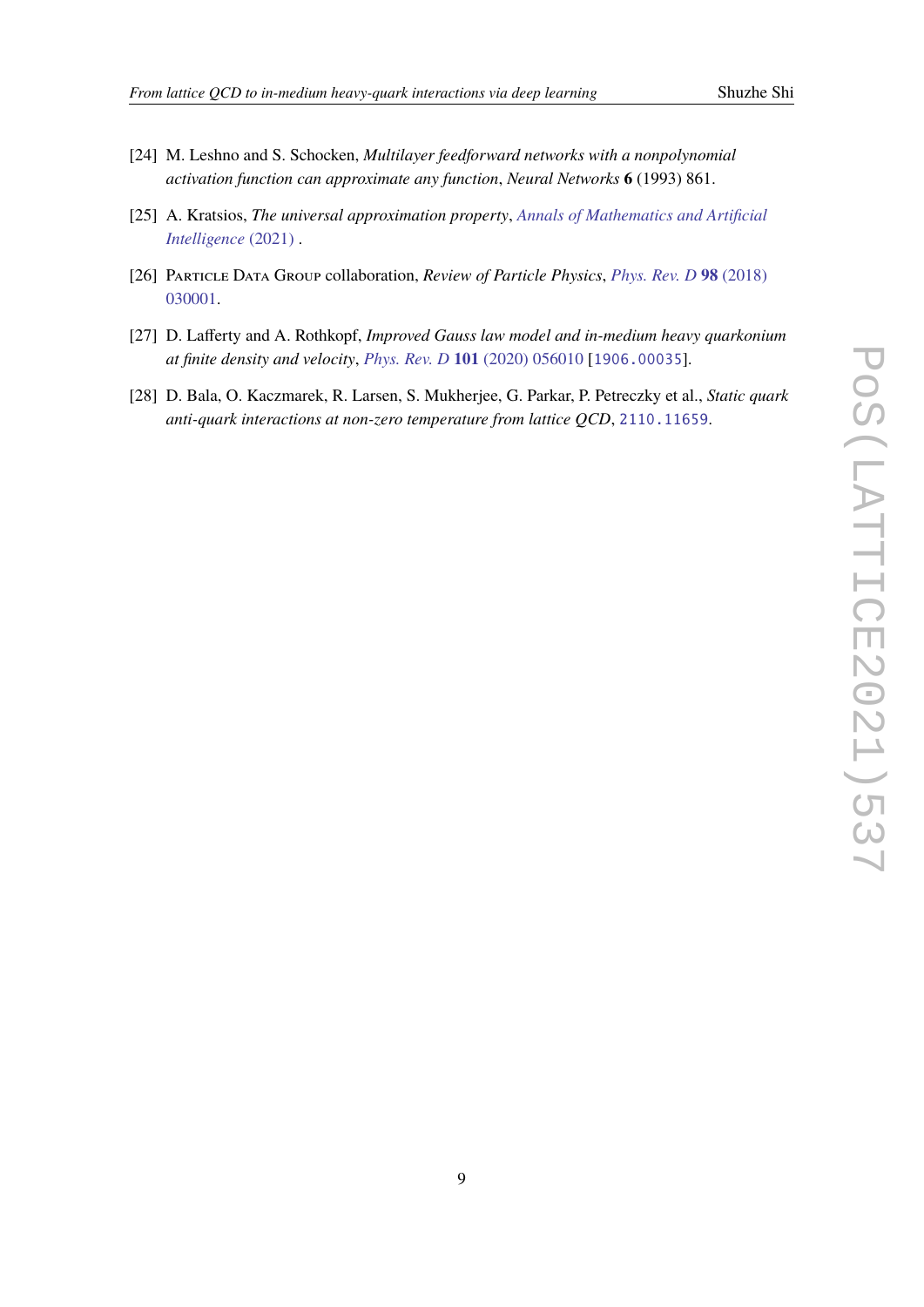[24] M. Leshno and S. Schocken, *Multilayer feedforward networks with a nonpolynomial activation function can approximate any function*, *Neural Networks* **6** (1993) 861.

[25] A. Kratsios, *The universal approximation property*, *Annals of Mathematics and Artificial Intelligence* (2021) .

[26] Particle Data Group collaboration, *Review of Particle Physics*, *Phys. Rev. D* **98** (2018) 030001.

[27] D. Lafferty and A. Rothkopf, *Improved Gauss law model and in-medium heavy quarkonium at finite density and velocity*, *Phys. Rev. D* **101** (2020) 056010 [1906.00035].

[28] D. Bala, O. Kaczmarek, R. Larsen, S. Mukherjee, G. Parkar, P. Petreczky et al., *Static quark anti-quark interactions at non-zero temperature from lattice QCD*, 2110.11659.